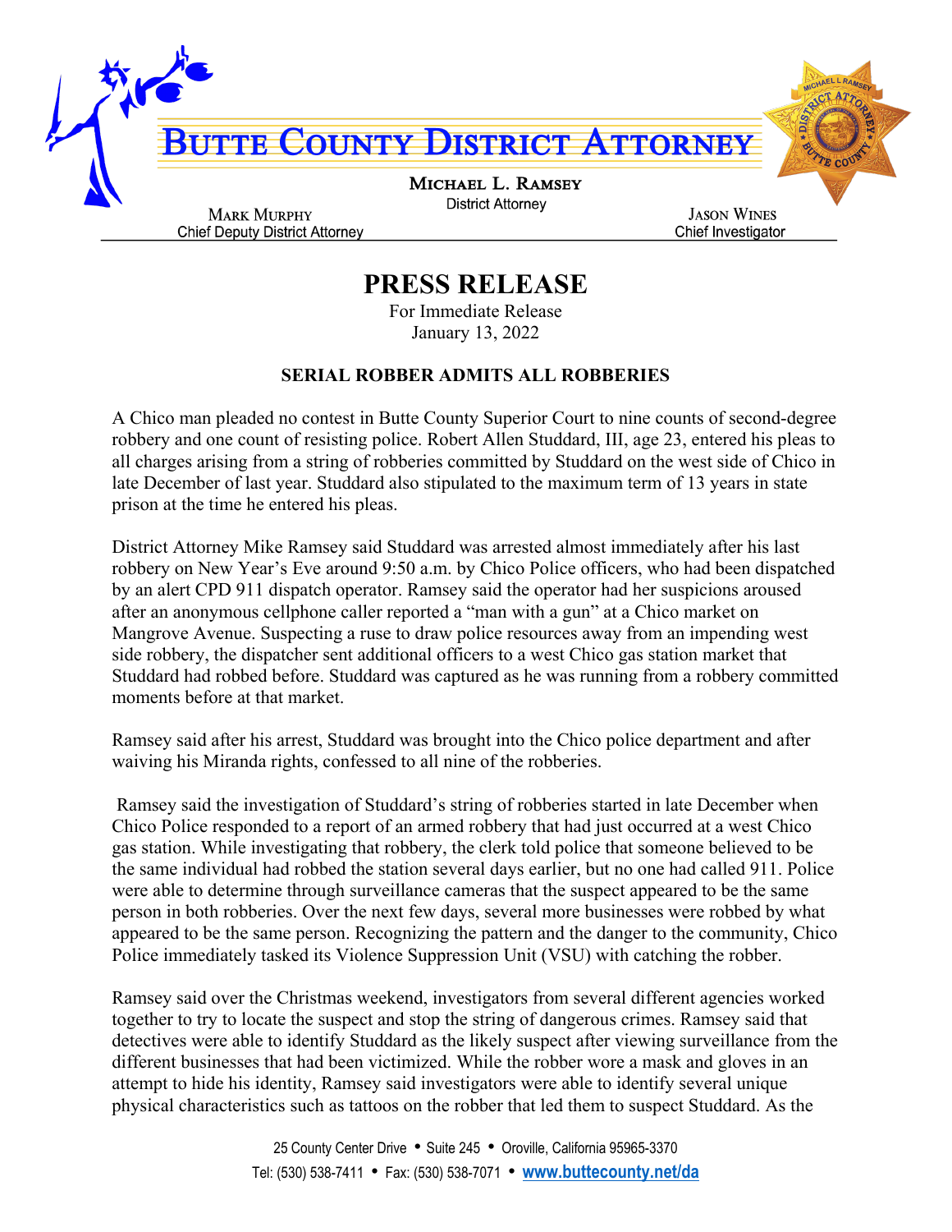# BUTTE COUNTY DISTRICT ATTORNEY

**MICHAEL L. RAMSEY**
District Attorney

MARK MURPHY
Chief Deputy District Attorney

JASON WINES
Chief Investigator

## PRESS RELEASE

For Immediate Release
January 13, 2022

### SERIAL ROBBER ADMITS ALL ROBBERIES

A Chico man pleaded no contest in Butte County Superior Court to nine counts of second-degree robbery and one count of resisting police. Robert Allen Studdard, III, age 23, entered his pleas to all charges arising from a string of robberies committed by Studdard on the west side of Chico in late December of last year. Studdard also stipulated to the maximum term of 13 years in state prison at the time he entered his pleas.

District Attorney Mike Ramsey said Studdard was arrested almost immediately after his last robbery on New Year's Eve around 9:50 a.m. by Chico Police officers, who had been dispatched by an alert CPD 911 dispatch operator. Ramsey said the operator had her suspicions aroused after an anonymous cellphone caller reported a "man with a gun" at a Chico market on Mangrove Avenue. Suspecting a ruse to draw police resources away from an impending west side robbery, the dispatcher sent additional officers to a west Chico gas station market that Studdard had robbed before. Studdard was captured as he was running from a robbery committed moments before at that market.

Ramsey said after his arrest, Studdard was brought into the Chico police department and after waiving his Miranda rights, confessed to all nine of the robberies.

Ramsey said the investigation of Studdard's string of robberies started in late December when Chico Police responded to a report of an armed robbery that had just occurred at a west Chico gas station. While investigating that robbery, the clerk told police that someone believed to be the same individual had robbed the station several days earlier, but no one had called 911. Police were able to determine through surveillance cameras that the suspect appeared to be the same person in both robberies. Over the next few days, several more businesses were robbed by what appeared to be the same person. Recognizing the pattern and the danger to the community, Chico Police immediately tasked its Violence Suppression Unit (VSU) with catching the robber.

Ramsey said over the Christmas weekend, investigators from several different agencies worked together to try to locate the suspect and stop the string of dangerous crimes. Ramsey said that detectives were able to identify Studdard as the likely suspect after viewing surveillance from the different businesses that had been victimized. While the robber wore a mask and gloves in an attempt to hide his identity, Ramsey said investigators were able to identify several unique physical characteristics such as tattoos on the robber that led them to suspect Studdard. As the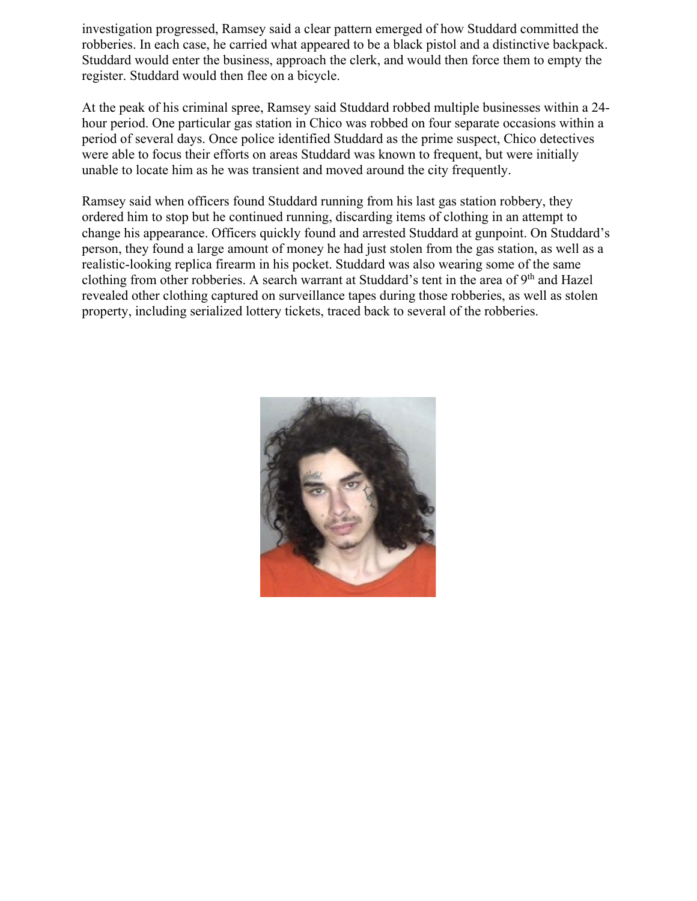investigation progressed, Ramsey said a clear pattern emerged of how Studdard committed the robberies. In each case, he carried what appeared to be a black pistol and a distinctive backpack. Studdard would enter the business, approach the clerk, and would then force them to empty the register. Studdard would then flee on a bicycle.

At the peak of his criminal spree, Ramsey said Studdard robbed multiple businesses within a 24-hour period. One particular gas station in Chico was robbed on four separate occasions within a period of several days. Once police identified Studdard as the prime suspect, Chico detectives were able to focus their efforts on areas Studdard was known to frequent, but were initially unable to locate him as he was transient and moved around the city frequently.

Ramsey said when officers found Studdard running from his last gas station robbery, they ordered him to stop but he continued running, discarding items of clothing in an attempt to change his appearance. Officers quickly found and arrested Studdard at gunpoint. On Studdard's person, they found a large amount of money he had just stolen from the gas station, as well as a realistic-looking replica firearm in his pocket. Studdard was also wearing some of the same clothing from other robberies. A search warrant at Studdard's tent in the area of 9th and Hazel revealed other clothing captured on surveillance tapes during those robberies, as well as stolen property, including serialized lottery tickets, traced back to several of the robberies.